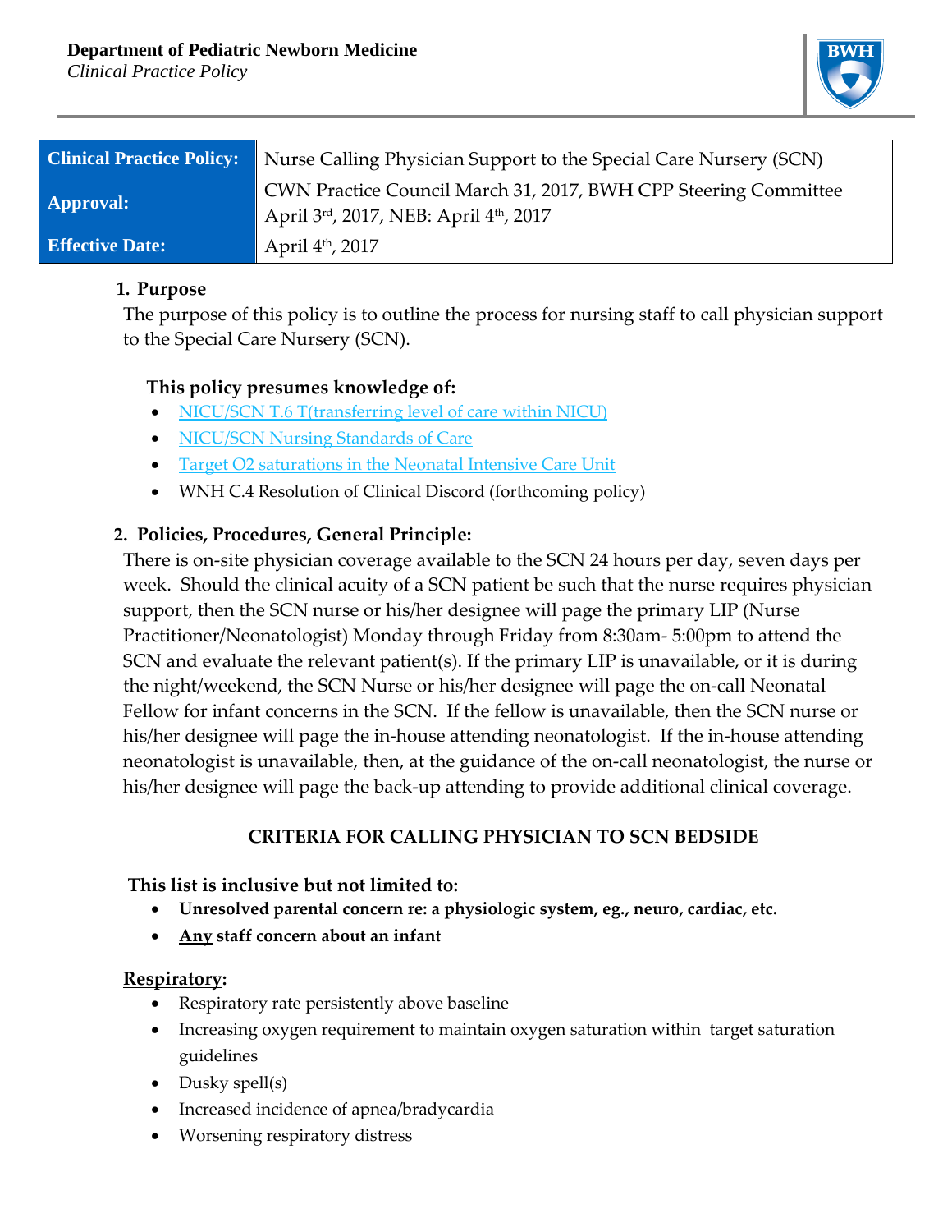**Department of Pediatric Newborn Medicine**
*Clinical Practice Policy*

| Clinical Practice Policy: | Nurse Calling Physician Support to the Special Care Nursery (SCN) |
|---|---|
| Approval: | CWN Practice Council March 31, 2017, BWH CPP Steering Committee April 3rd, 2017, NEB: April 4th, 2017 |
| Effective Date: | April 4th, 2017 |

## 1. Purpose

The purpose of this policy is to outline the process for nursing staff to call physician support to the Special Care Nursery (SCN).

**This policy presumes knowledge of:**

- NICU/SCN T.6 T(transferring level of care within NICU)
- NICU/SCN Nursing Standards of Care
- Target O2 saturations in the Neonatal Intensive Care Unit
- WNH C.4 Resolution of Clinical Discord (forthcoming policy)

## 2. Policies, Procedures, General Principle:

There is on-site physician coverage available to the SCN 24 hours per day, seven days per week. Should the clinical acuity of a SCN patient be such that the nurse requires physician support, then the SCN nurse or his/her designee will page the primary LIP (Nurse Practitioner/Neonatologist) Monday through Friday from 8:30am- 5:00pm to attend the SCN and evaluate the relevant patient(s). If the primary LIP is unavailable, or it is during the night/weekend, the SCN Nurse or his/her designee will page the on-call Neonatal Fellow for infant concerns in the SCN. If the fellow is unavailable, then the SCN nurse or his/her designee will page the in-house attending neonatologist. If the in-house attending neonatologist is unavailable, then, at the guidance of the on-call neonatologist, the nurse or his/her designee will page the back-up attending to provide additional clinical coverage.

### CRITERIA FOR CALLING PHYSICIAN TO SCN BEDSIDE

**This list is inclusive but not limited to:**

- **Unresolved parental concern re: a physiologic system, eg., neuro, cardiac, etc.**
- **Any staff concern about an infant**

**Respiratory:**

- Respiratory rate persistently above baseline
- Increasing oxygen requirement to maintain oxygen saturation within target saturation guidelines
- Dusky spell(s)
- Increased incidence of apnea/bradycardia
- Worsening respiratory distress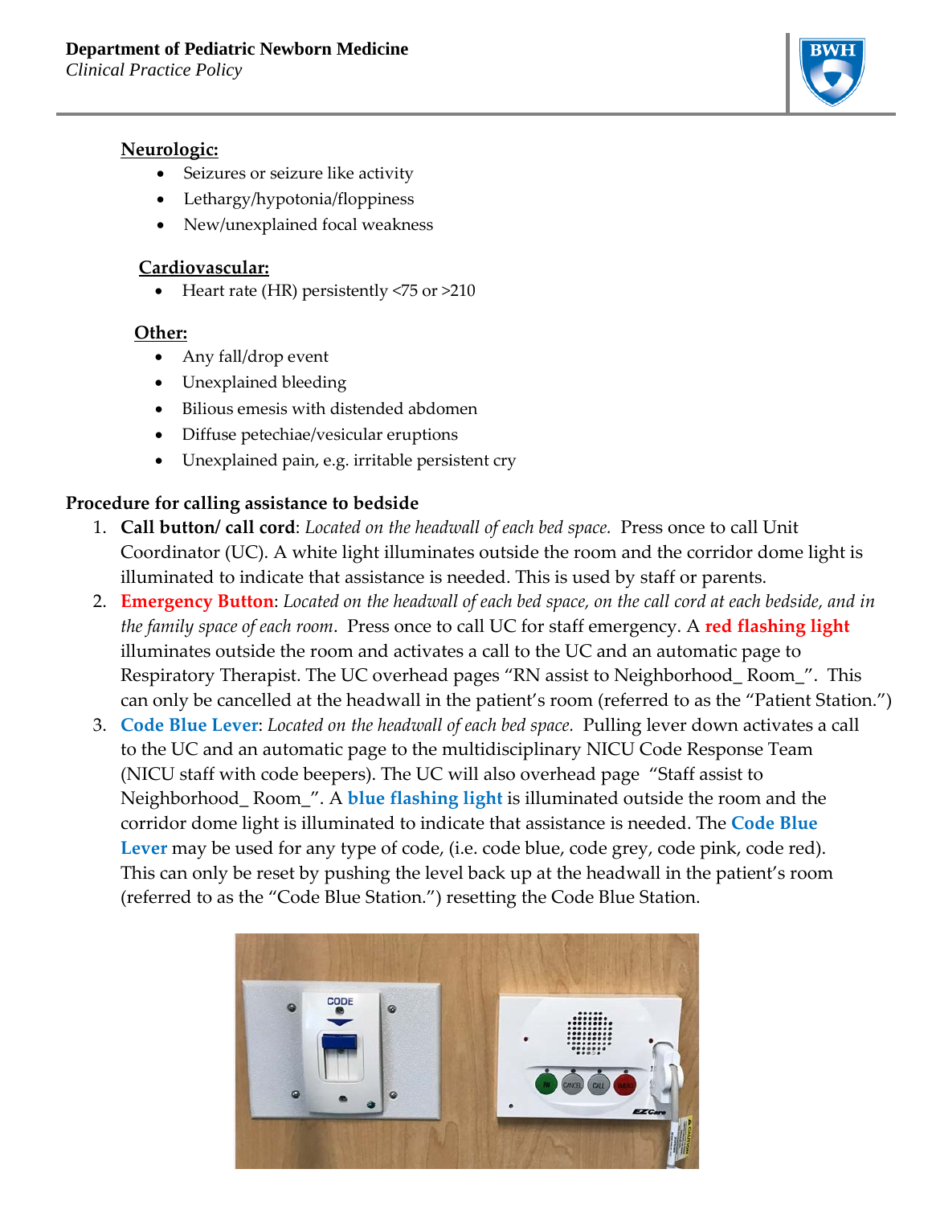**Neurologic:**

- Seizures or seizure like activity
- Lethargy/hypotonia/floppiness
- New/unexplained focal weakness

**Cardiovascular:**

- Heart rate (HR) persistently <75 or >210

**Other:**

- Any fall/drop event
- Unexplained bleeding
- Bilious emesis with distended abdomen
- Diffuse petechiae/vesicular eruptions
- Unexplained pain, e.g. irritable persistent cry

**Procedure for calling assistance to bedside**

1. **Call button/ call cord**: *Located on the headwall of each bed space.* Press once to call Unit Coordinator (UC). A white light illuminates outside the room and the corridor dome light is illuminated to indicate that assistance is needed. This is used by staff or parents.
2. **Emergency Button**: *Located on the headwall of each bed space, on the call cord at each bedside, and in the family space of each room*. Press once to call UC for staff emergency. A **red flashing light** illuminates outside the room and activates a call to the UC and an automatic page to Respiratory Therapist. The UC overhead pages "RN assist to Neighborhood_ Room_". This can only be cancelled at the headwall in the patient's room (referred to as the "Patient Station.")
3. **Code Blue Lever**: *Located on the headwall of each bed space.* Pulling lever down activates a call to the UC and an automatic page to the multidisciplinary NICU Code Response Team (NICU staff with code beepers). The UC will also overhead page "Staff assist to Neighborhood_ Room_". A **blue flashing light** is illuminated outside the room and the corridor dome light is illuminated to indicate that assistance is needed. The **Code Blue Lever** may be used for any type of code, (i.e. code blue, code grey, code pink, code red). This can only be reset by pushing the level back up at the headwall in the patient's room (referred to as the "Code Blue Station.") resetting the Code Blue Station.